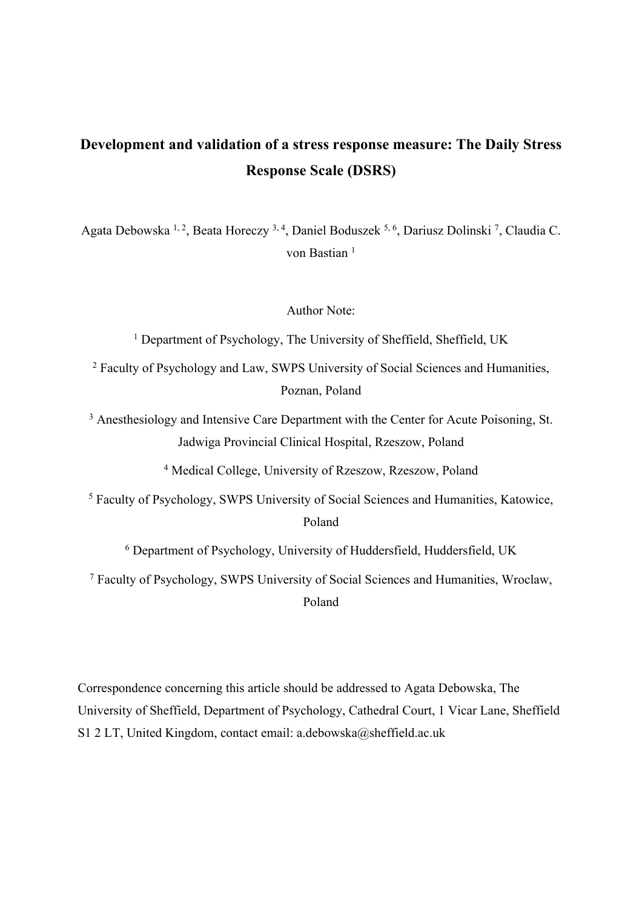# Development and validation of a stress response measure: The Daily Stress Response Scale (DSRS)

Agata Debowska [1, 2], Beata Horeczy [3, 4], Daniel Boduszek [5, 6], Dariusz Dolinski [7], Claudia C. von Bastian [1]

Author Note:

[1] Department of Psychology, The University of Sheffield, Sheffield, UK

[2] Faculty of Psychology and Law, SWPS University of Social Sciences and Humanities, Poznan, Poland

[3] Anesthesiology and Intensive Care Department with the Center for Acute Poisoning, St. Jadwiga Provincial Clinical Hospital, Rzeszow, Poland

[4] Medical College, University of Rzeszow, Rzeszow, Poland

[5] Faculty of Psychology, SWPS University of Social Sciences and Humanities, Katowice, Poland

[6] Department of Psychology, University of Huddersfield, Huddersfield, UK

[7] Faculty of Psychology, SWPS University of Social Sciences and Humanities, Wroclaw, Poland

Correspondence concerning this article should be addressed to Agata Debowska, The University of Sheffield, Department of Psychology, Cathedral Court, 1 Vicar Lane, Sheffield S1 2 LT, United Kingdom, contact email: a.debowska@sheffield.ac.uk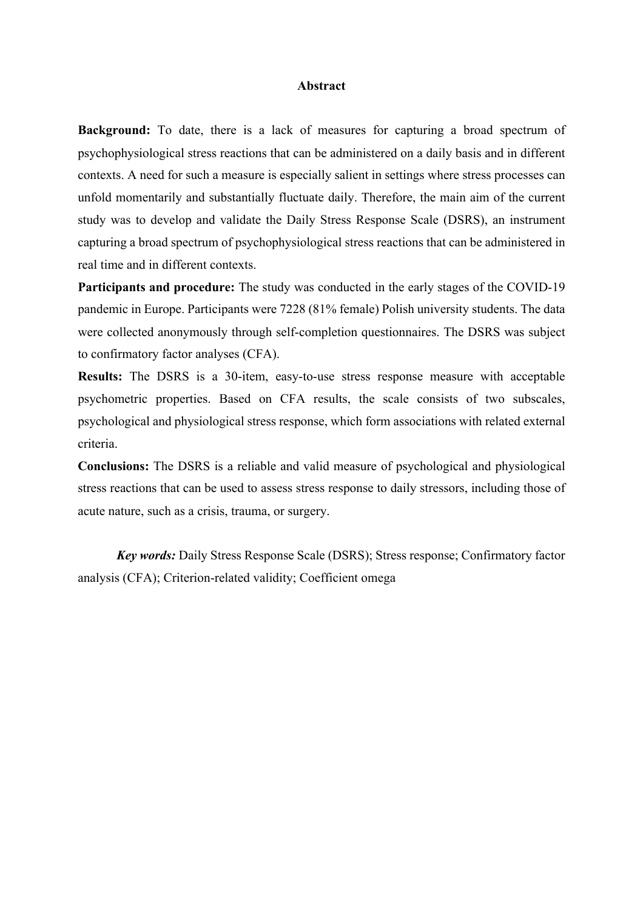## Abstract

**Background:** To date, there is a lack of measures for capturing a broad spectrum of psychophysiological stress reactions that can be administered on a daily basis and in different contexts. A need for such a measure is especially salient in settings where stress processes can unfold momentarily and substantially fluctuate daily. Therefore, the main aim of the current study was to develop and validate the Daily Stress Response Scale (DSRS), an instrument capturing a broad spectrum of psychophysiological stress reactions that can be administered in real time and in different contexts.

**Participants and procedure:** The study was conducted in the early stages of the COVID-19 pandemic in Europe. Participants were 7228 (81% female) Polish university students. The data were collected anonymously through self-completion questionnaires. The DSRS was subject to confirmatory factor analyses (CFA).

**Results:** The DSRS is a 30-item, easy-to-use stress response measure with acceptable psychometric properties. Based on CFA results, the scale consists of two subscales, psychological and physiological stress response, which form associations with related external criteria.

**Conclusions:** The DSRS is a reliable and valid measure of psychological and physiological stress reactions that can be used to assess stress response to daily stressors, including those of acute nature, such as a crisis, trauma, or surgery.

***Key words:*** Daily Stress Response Scale (DSRS); Stress response; Confirmatory factor analysis (CFA); Criterion-related validity; Coefficient omega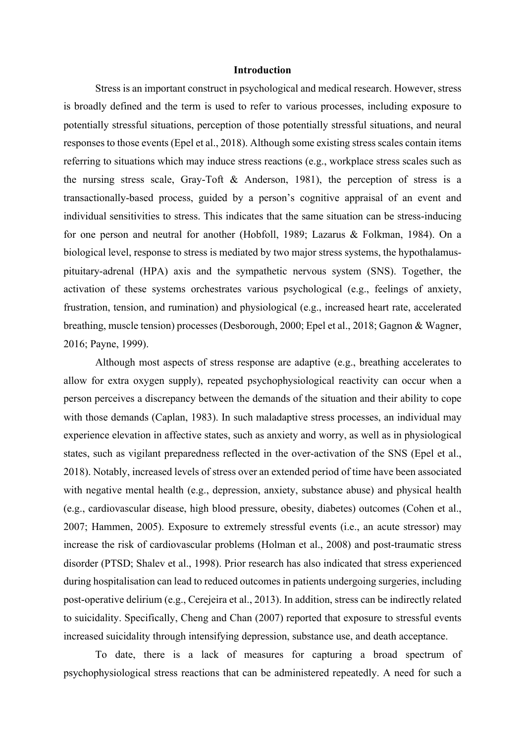## Introduction

Stress is an important construct in psychological and medical research. However, stress is broadly defined and the term is used to refer to various processes, including exposure to potentially stressful situations, perception of those potentially stressful situations, and neural responses to those events (Epel et al., 2018). Although some existing stress scales contain items referring to situations which may induce stress reactions (e.g., workplace stress scales such as the nursing stress scale, Gray-Toft & Anderson, 1981), the perception of stress is a transactionally-based process, guided by a person's cognitive appraisal of an event and individual sensitivities to stress. This indicates that the same situation can be stress-inducing for one person and neutral for another (Hobfoll, 1989; Lazarus & Folkman, 1984). On a biological level, response to stress is mediated by two major stress systems, the hypothalamus-pituitary-adrenal (HPA) axis and the sympathetic nervous system (SNS). Together, the activation of these systems orchestrates various psychological (e.g., feelings of anxiety, frustration, tension, and rumination) and physiological (e.g., increased heart rate, accelerated breathing, muscle tension) processes (Desborough, 2000; Epel et al., 2018; Gagnon & Wagner, 2016; Payne, 1999).

Although most aspects of stress response are adaptive (e.g., breathing accelerates to allow for extra oxygen supply), repeated psychophysiological reactivity can occur when a person perceives a discrepancy between the demands of the situation and their ability to cope with those demands (Caplan, 1983). In such maladaptive stress processes, an individual may experience elevation in affective states, such as anxiety and worry, as well as in physiological states, such as vigilant preparedness reflected in the over-activation of the SNS (Epel et al., 2018). Notably, increased levels of stress over an extended period of time have been associated with negative mental health (e.g., depression, anxiety, substance abuse) and physical health (e.g., cardiovascular disease, high blood pressure, obesity, diabetes) outcomes (Cohen et al., 2007; Hammen, 2005). Exposure to extremely stressful events (i.e., an acute stressor) may increase the risk of cardiovascular problems (Holman et al., 2008) and post-traumatic stress disorder (PTSD; Shalev et al., 1998). Prior research has also indicated that stress experienced during hospitalisation can lead to reduced outcomes in patients undergoing surgeries, including post-operative delirium (e.g., Cerejeira et al., 2013). In addition, stress can be indirectly related to suicidality. Specifically, Cheng and Chan (2007) reported that exposure to stressful events increased suicidality through intensifying depression, substance use, and death acceptance.

To date, there is a lack of measures for capturing a broad spectrum of psychophysiological stress reactions that can be administered repeatedly. A need for such a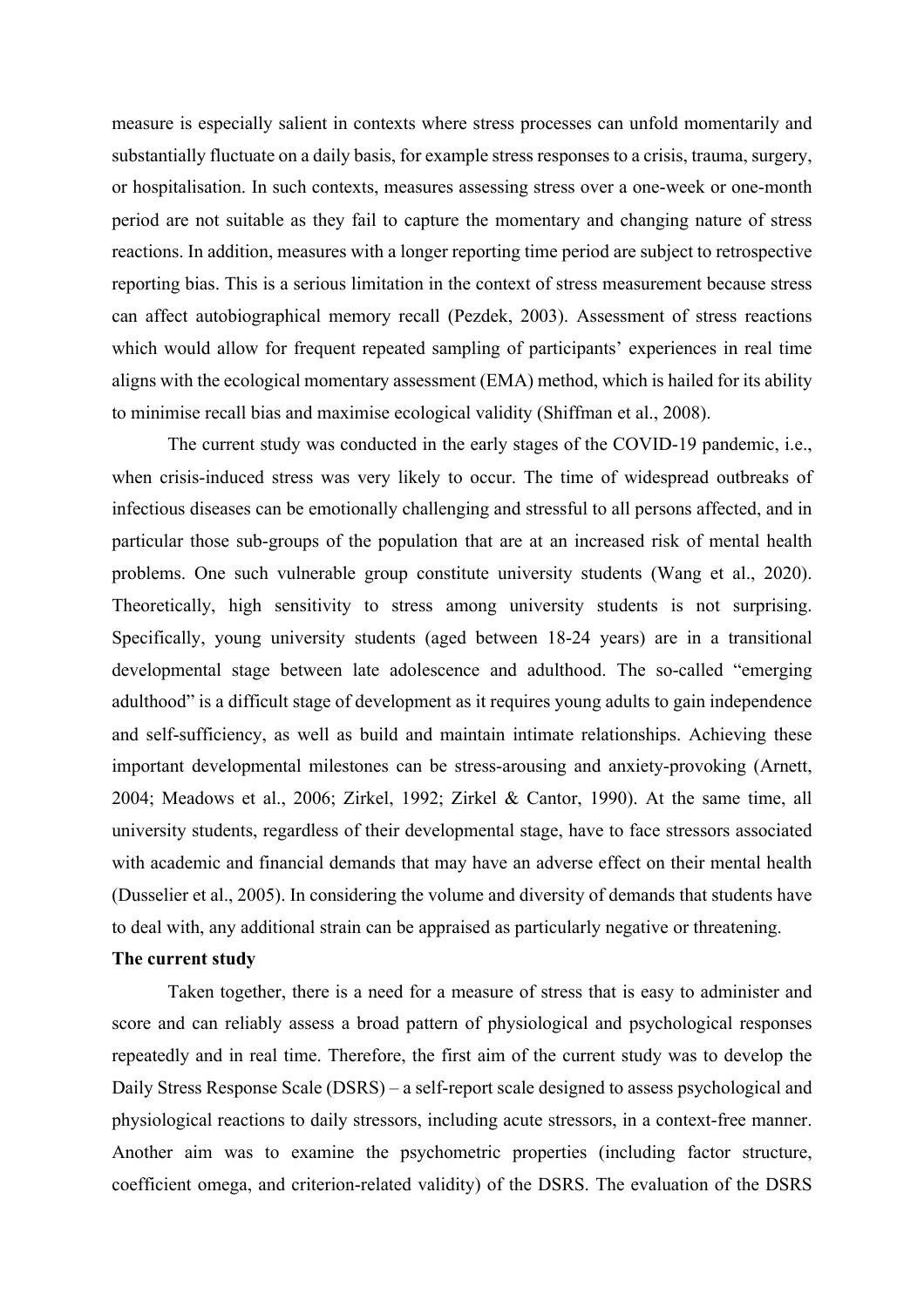measure is especially salient in contexts where stress processes can unfold momentarily and substantially fluctuate on a daily basis, for example stress responses to a crisis, trauma, surgery, or hospitalisation. In such contexts, measures assessing stress over a one-week or one-month period are not suitable as they fail to capture the momentary and changing nature of stress reactions. In addition, measures with a longer reporting time period are subject to retrospective reporting bias. This is a serious limitation in the context of stress measurement because stress can affect autobiographical memory recall (Pezdek, 2003). Assessment of stress reactions which would allow for frequent repeated sampling of participants' experiences in real time aligns with the ecological momentary assessment (EMA) method, which is hailed for its ability to minimise recall bias and maximise ecological validity (Shiffman et al., 2008).

The current study was conducted in the early stages of the COVID-19 pandemic, i.e., when crisis-induced stress was very likely to occur. The time of widespread outbreaks of infectious diseases can be emotionally challenging and stressful to all persons affected, and in particular those sub-groups of the population that are at an increased risk of mental health problems. One such vulnerable group constitute university students (Wang et al., 2020). Theoretically, high sensitivity to stress among university students is not surprising. Specifically, young university students (aged between 18-24 years) are in a transitional developmental stage between late adolescence and adulthood. The so-called "emerging adulthood" is a difficult stage of development as it requires young adults to gain independence and self-sufficiency, as well as build and maintain intimate relationships. Achieving these important developmental milestones can be stress-arousing and anxiety-provoking (Arnett, 2004; Meadows et al., 2006; Zirkel, 1992; Zirkel & Cantor, 1990). At the same time, all university students, regardless of their developmental stage, have to face stressors associated with academic and financial demands that may have an adverse effect on their mental health (Dusselier et al., 2005). In considering the volume and diversity of demands that students have to deal with, any additional strain can be appraised as particularly negative or threatening.

**The current study**

Taken together, there is a need for a measure of stress that is easy to administer and score and can reliably assess a broad pattern of physiological and psychological responses repeatedly and in real time. Therefore, the first aim of the current study was to develop the Daily Stress Response Scale (DSRS) – a self-report scale designed to assess psychological and physiological reactions to daily stressors, including acute stressors, in a context-free manner. Another aim was to examine the psychometric properties (including factor structure, coefficient omega, and criterion-related validity) of the DSRS. The evaluation of the DSRS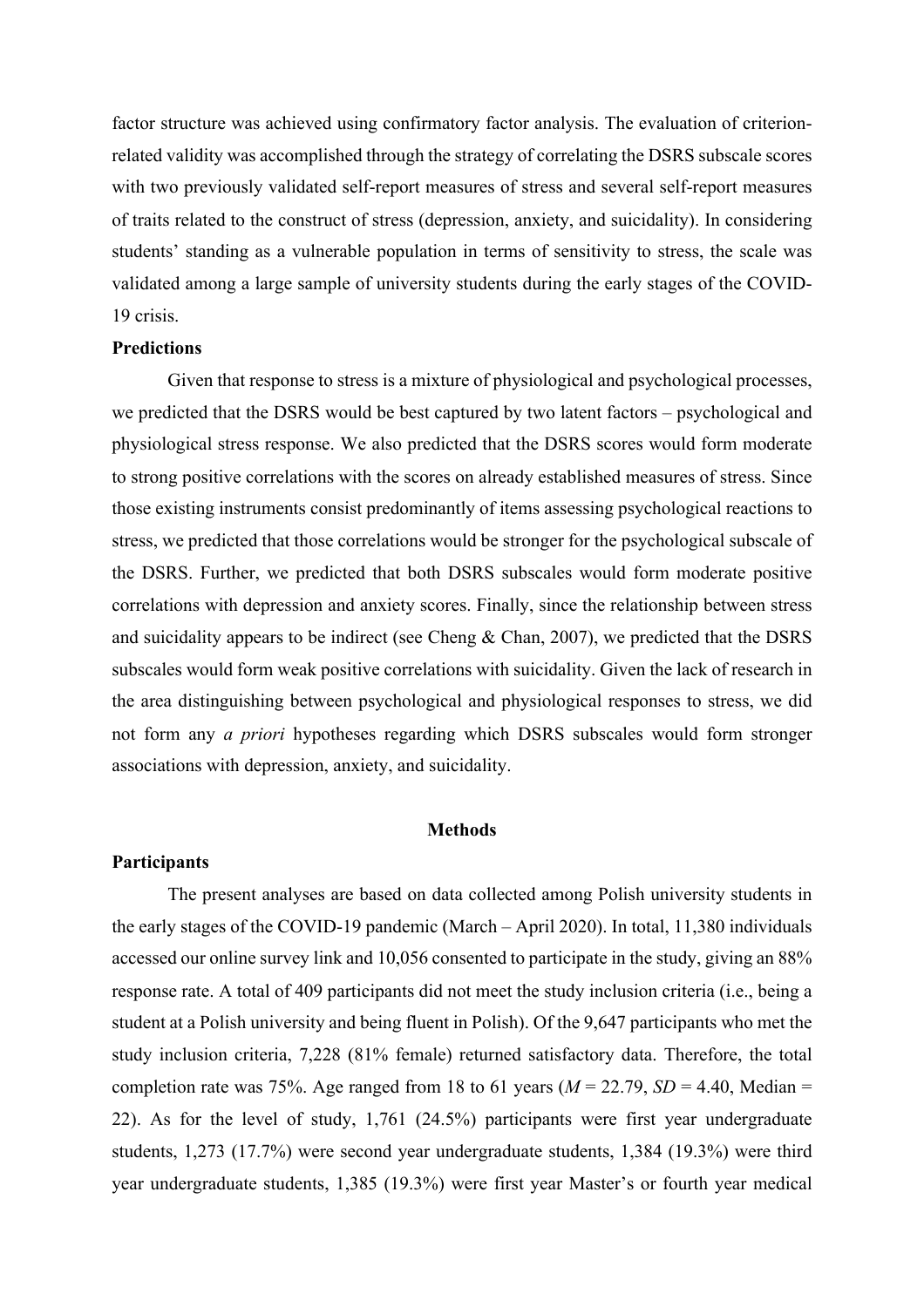factor structure was achieved using confirmatory factor analysis. The evaluation of criterion-related validity was accomplished through the strategy of correlating the DSRS subscale scores with two previously validated self-report measures of stress and several self-report measures of traits related to the construct of stress (depression, anxiety, and suicidality). In considering students' standing as a vulnerable population in terms of sensitivity to stress, the scale was validated among a large sample of university students during the early stages of the COVID-19 crisis.

**Predictions**

Given that response to stress is a mixture of physiological and psychological processes, we predicted that the DSRS would be best captured by two latent factors – psychological and physiological stress response. We also predicted that the DSRS scores would form moderate to strong positive correlations with the scores on already established measures of stress. Since those existing instruments consist predominantly of items assessing psychological reactions to stress, we predicted that those correlations would be stronger for the psychological subscale of the DSRS. Further, we predicted that both DSRS subscales would form moderate positive correlations with depression and anxiety scores. Finally, since the relationship between stress and suicidality appears to be indirect (see Cheng & Chan, 2007), we predicted that the DSRS subscales would form weak positive correlations with suicidality. Given the lack of research in the area distinguishing between psychological and physiological responses to stress, we did not form any *a priori* hypotheses regarding which DSRS subscales would form stronger associations with depression, anxiety, and suicidality.

## Methods

**Participants**

The present analyses are based on data collected among Polish university students in the early stages of the COVID-19 pandemic (March – April 2020). In total, 11,380 individuals accessed our online survey link and 10,056 consented to participate in the study, giving an 88% response rate. A total of 409 participants did not meet the study inclusion criteria (i.e., being a student at a Polish university and being fluent in Polish). Of the 9,647 participants who met the study inclusion criteria, 7,228 (81% female) returned satisfactory data. Therefore, the total completion rate was 75%. Age ranged from 18 to 61 years ($M$ = 22.79, $SD$ = 4.40, Median = 22). As for the level of study, 1,761 (24.5%) participants were first year undergraduate students, 1,273 (17.7%) were second year undergraduate students, 1,384 (19.3%) were third year undergraduate students, 1,385 (19.3%) were first year Master's or fourth year medical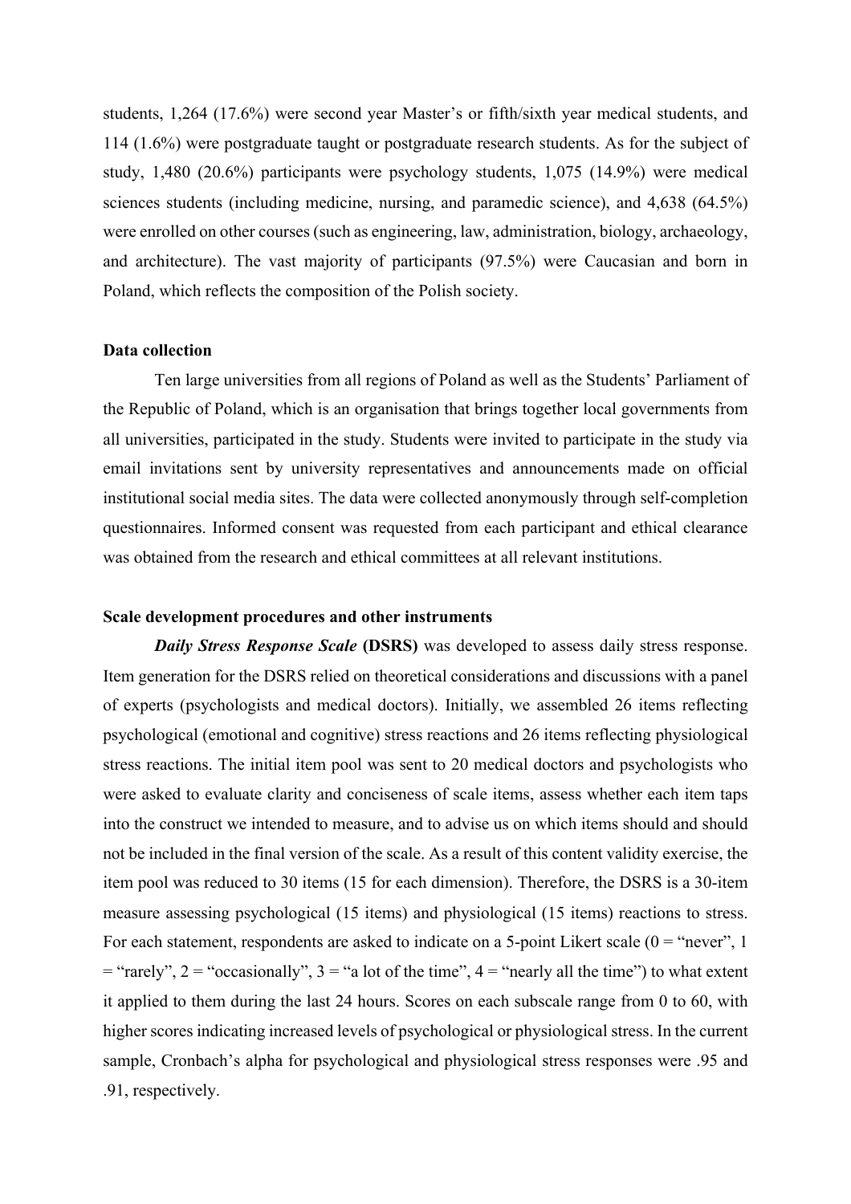students, 1,264 (17.6%) were second year Master's or fifth/sixth year medical students, and 114 (1.6%) were postgraduate taught or postgraduate research students. As for the subject of study, 1,480 (20.6%) participants were psychology students, 1,075 (14.9%) were medical sciences students (including medicine, nursing, and paramedic science), and 4,638 (64.5%) were enrolled on other courses (such as engineering, law, administration, biology, archaeology, and architecture). The vast majority of participants (97.5%) were Caucasian and born in Poland, which reflects the composition of the Polish society.

**Data collection**

Ten large universities from all regions of Poland as well as the Students' Parliament of the Republic of Poland, which is an organisation that brings together local governments from all universities, participated in the study. Students were invited to participate in the study via email invitations sent by university representatives and announcements made on official institutional social media sites. The data were collected anonymously through self-completion questionnaires. Informed consent was requested from each participant and ethical clearance was obtained from the research and ethical committees at all relevant institutions.

**Scale development procedures and other instruments**

***Daily Stress Response Scale*** **(DSRS)** was developed to assess daily stress response. Item generation for the DSRS relied on theoretical considerations and discussions with a panel of experts (psychologists and medical doctors). Initially, we assembled 26 items reflecting psychological (emotional and cognitive) stress reactions and 26 items reflecting physiological stress reactions. The initial item pool was sent to 20 medical doctors and psychologists who were asked to evaluate clarity and conciseness of scale items, assess whether each item taps into the construct we intended to measure, and to advise us on which items should and should not be included in the final version of the scale. As a result of this content validity exercise, the item pool was reduced to 30 items (15 for each dimension). Therefore, the DSRS is a 30-item measure assessing psychological (15 items) and physiological (15 items) reactions to stress. For each statement, respondents are asked to indicate on a 5-point Likert scale (0 = "never", 1 = "rarely", 2 = "occasionally", 3 = "a lot of the time", 4 = "nearly all the time") to what extent it applied to them during the last 24 hours. Scores on each subscale range from 0 to 60, with higher scores indicating increased levels of psychological or physiological stress. In the current sample, Cronbach's alpha for psychological and physiological stress responses were .95 and .91, respectively.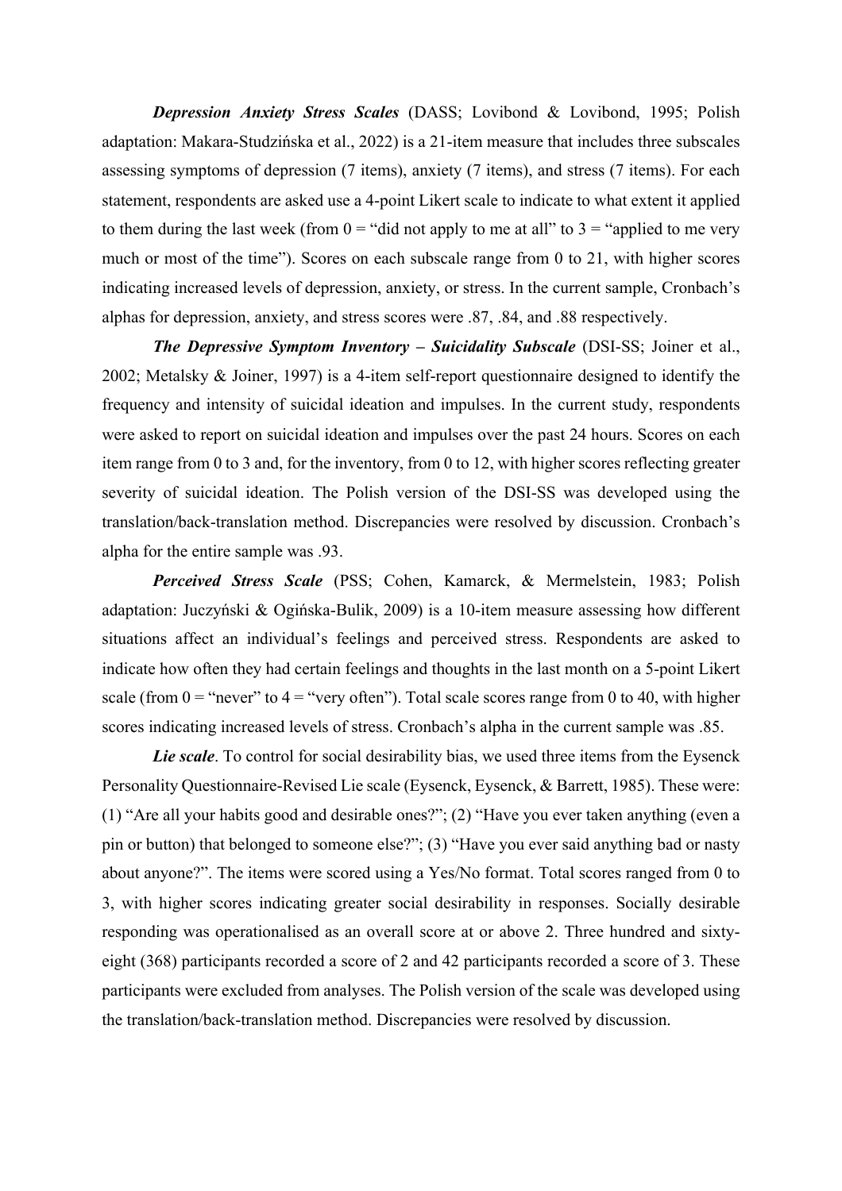***Depression Anxiety Stress Scales*** (DASS; Lovibond & Lovibond, 1995; Polish adaptation: Makara-Studzińska et al., 2022) is a 21-item measure that includes three subscales assessing symptoms of depression (7 items), anxiety (7 items), and stress (7 items). For each statement, respondents are asked use a 4-point Likert scale to indicate to what extent it applied to them during the last week (from 0 = "did not apply to me at all" to 3 = "applied to me very much or most of the time"). Scores on each subscale range from 0 to 21, with higher scores indicating increased levels of depression, anxiety, or stress. In the current sample, Cronbach's alphas for depression, anxiety, and stress scores were .87, .84, and .88 respectively.

***The Depressive Symptom Inventory – Suicidality Subscale*** (DSI-SS; Joiner et al., 2002; Metalsky & Joiner, 1997) is a 4-item self-report questionnaire designed to identify the frequency and intensity of suicidal ideation and impulses. In the current study, respondents were asked to report on suicidal ideation and impulses over the past 24 hours. Scores on each item range from 0 to 3 and, for the inventory, from 0 to 12, with higher scores reflecting greater severity of suicidal ideation. The Polish version of the DSI-SS was developed using the translation/back-translation method. Discrepancies were resolved by discussion. Cronbach's alpha for the entire sample was .93.

***Perceived Stress Scale*** (PSS; Cohen, Kamarck, & Mermelstein, 1983; Polish adaptation: Juczyński & Ogińska-Bulik, 2009) is a 10-item measure assessing how different situations affect an individual's feelings and perceived stress. Respondents are asked to indicate how often they had certain feelings and thoughts in the last month on a 5-point Likert scale (from 0 = "never" to 4 = "very often"). Total scale scores range from 0 to 40, with higher scores indicating increased levels of stress. Cronbach's alpha in the current sample was .85.

***Lie scale***. To control for social desirability bias, we used three items from the Eysenck Personality Questionnaire-Revised Lie scale (Eysenck, Eysenck, & Barrett, 1985). These were: (1) "Are all your habits good and desirable ones?"; (2) "Have you ever taken anything (even a pin or button) that belonged to someone else?"; (3) "Have you ever said anything bad or nasty about anyone?". The items were scored using a Yes/No format. Total scores ranged from 0 to 3, with higher scores indicating greater social desirability in responses. Socially desirable responding was operationalised as an overall score at or above 2. Three hundred and sixty-eight (368) participants recorded a score of 2 and 42 participants recorded a score of 3. These participants were excluded from analyses. The Polish version of the scale was developed using the translation/back-translation method. Discrepancies were resolved by discussion.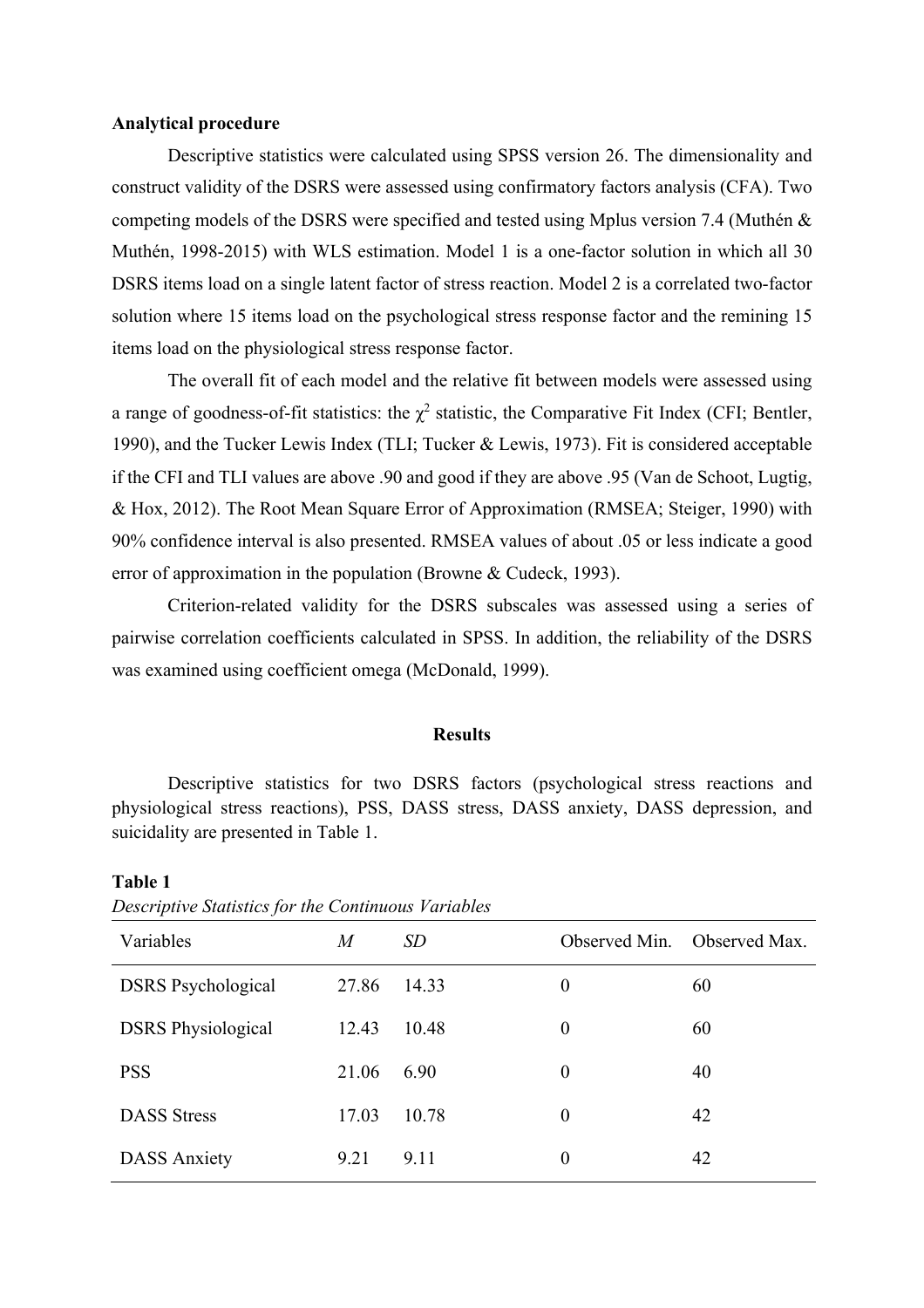**Analytical procedure**

Descriptive statistics were calculated using SPSS version 26. The dimensionality and construct validity of the DSRS were assessed using confirmatory factors analysis (CFA). Two competing models of the DSRS were specified and tested using Mplus version 7.4 (Muthén & Muthén, 1998-2015) with WLS estimation. Model 1 is a one-factor solution in which all 30 DSRS items load on a single latent factor of stress reaction. Model 2 is a correlated two-factor solution where 15 items load on the psychological stress response factor and the remining 15 items load on the physiological stress response factor.

The overall fit of each model and the relative fit between models were assessed using a range of goodness-of-fit statistics: the $\chi^2$ statistic, the Comparative Fit Index (CFI; Bentler, 1990), and the Tucker Lewis Index (TLI; Tucker & Lewis, 1973). Fit is considered acceptable if the CFI and TLI values are above .90 and good if they are above .95 (Van de Schoot, Lugtig, & Hox, 2012). The Root Mean Square Error of Approximation (RMSEA; Steiger, 1990) with 90% confidence interval is also presented. RMSEA values of about .05 or less indicate a good error of approximation in the population (Browne & Cudeck, 1993).

Criterion-related validity for the DSRS subscales was assessed using a series of pairwise correlation coefficients calculated in SPSS. In addition, the reliability of the DSRS was examined using coefficient omega (McDonald, 1999).

## Results

Descriptive statistics for two DSRS factors (psychological stress reactions and physiological stress reactions), PSS, DASS stress, DASS anxiety, DASS depression, and suicidality are presented in Table 1.

**Table 1**

*Descriptive Statistics for the Continuous Variables*

| Variables | *M* | *SD* | Observed Min. | Observed Max. |
|---|---|---|---|---|
| DSRS Psychological | 27.86 | 14.33 | 0 | 60 |
| DSRS Physiological | 12.43 | 10.48 | 0 | 60 |
| PSS | 21.06 | 6.90 | 0 | 40 |
| DASS Stress | 17.03 | 10.78 | 0 | 42 |
| DASS Anxiety | 9.21 | 9.11 | 0 | 42 |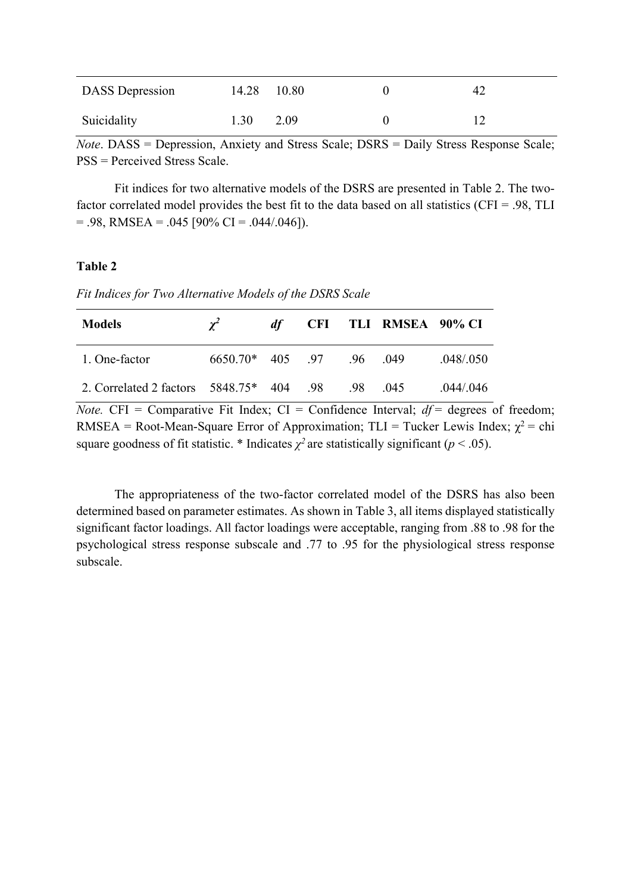| DASS Depression | 14.28 | 10.80 | 0 | 42 |
|---|---|---|---|---|
| Suicidality | 1.30 | 2.09 | 0 | 12 |

*Note*. DASS = Depression, Anxiety and Stress Scale; DSRS = Daily Stress Response Scale; PSS = Perceived Stress Scale.

Fit indices for two alternative models of the DSRS are presented in Table 2. The two-factor correlated model provides the best fit to the data based on all statistics (CFI = .98, TLI = .98, RMSEA = .045 [90% CI = .044/.046]).

**Table 2**

*Fit Indices for Two Alternative Models of the DSRS Scale*

| Models | $\chi^2$ | *df* | CFI | TLI | RMSEA | 90% CI |
|---|---|---|---|---|---|---|
| 1. One-factor | 6650.70* | 405 | .97 | .96 | .049 | .048/.050 |
| 2. Correlated 2 factors | 5848.75* | 404 | .98 | .98 | .045 | .044/.046 |

*Note.* CFI = Comparative Fit Index; CI = Confidence Interval; *df* = degrees of freedom; RMSEA = Root-Mean-Square Error of Approximation; TLI = Tucker Lewis Index; $\chi^2$ = chi square goodness of fit statistic. * Indicates $\chi^2$ are statistically significant ($p < .05$).

The appropriateness of the two-factor correlated model of the DSRS has also been determined based on parameter estimates. As shown in Table 3, all items displayed statistically significant factor loadings. All factor loadings were acceptable, ranging from .88 to .98 for the psychological stress response subscale and .77 to .95 for the physiological stress response subscale.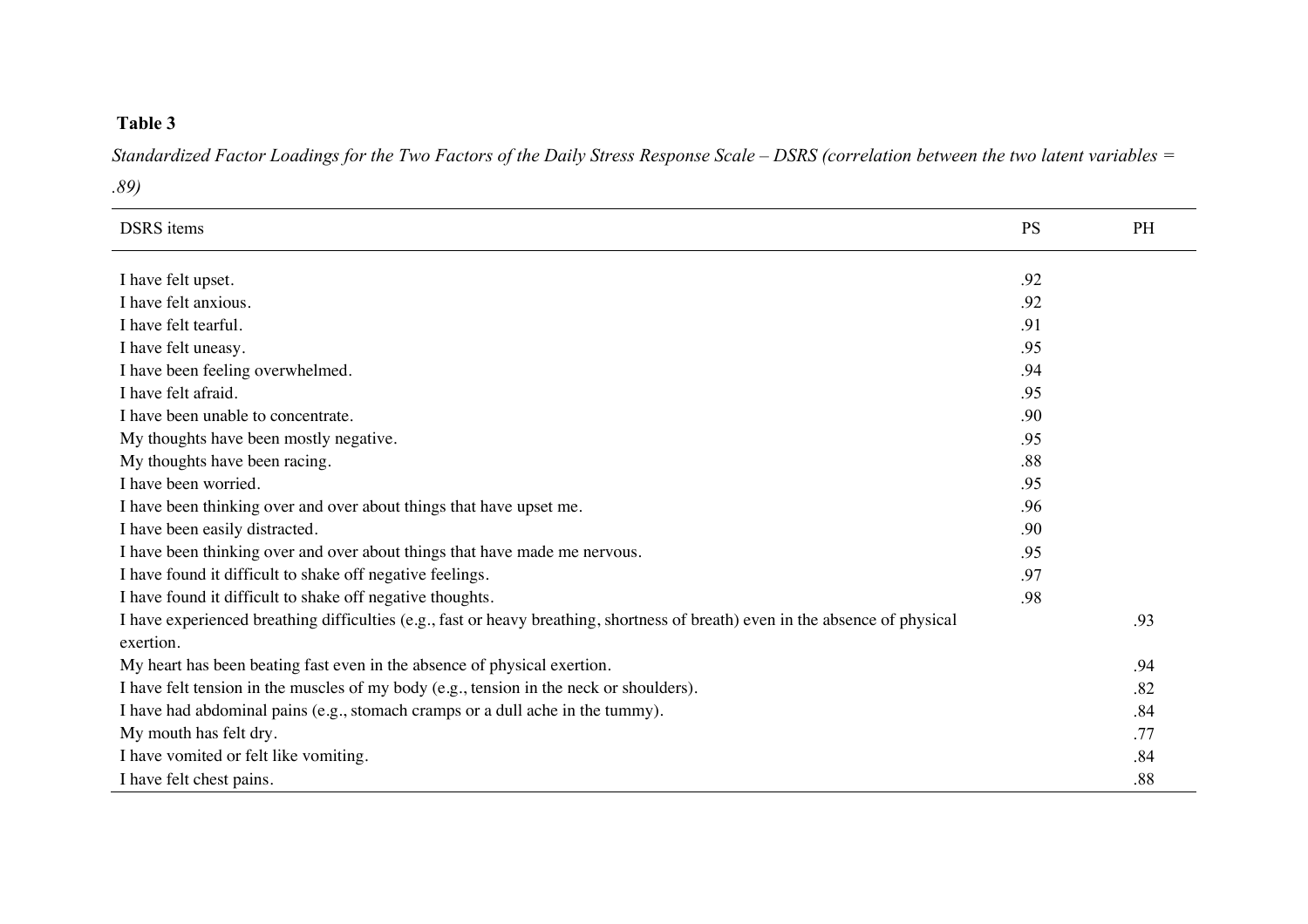**Table 3**

*Standardized Factor Loadings for the Two Factors of the Daily Stress Response Scale – DSRS (correlation between the two latent variables = .89)*

| DSRS items | PS | PH |
|---|---|---|
| I have felt upset. | .92 | |
| I have felt anxious. | .92 | |
| I have felt tearful. | .91 | |
| I have felt uneasy. | .95 | |
| I have been feeling overwhelmed. | .94 | |
| I have felt afraid. | .95 | |
| I have been unable to concentrate. | .90 | |
| My thoughts have been mostly negative. | .95 | |
| My thoughts have been racing. | .88 | |
| I have been worried. | .95 | |
| I have been thinking over and over about things that have upset me. | .96 | |
| I have been easily distracted. | .90 | |
| I have been thinking over and over about things that have made me nervous. | .95 | |
| I have found it difficult to shake off negative feelings. | .97 | |
| I have found it difficult to shake off negative thoughts. | .98 | |
| I have experienced breathing difficulties (e.g., fast or heavy breathing, shortness of breath) even in the absence of physical exertion. | | .93 |
| My heart has been beating fast even in the absence of physical exertion. | | .94 |
| I have felt tension in the muscles of my body (e.g., tension in the neck or shoulders). | | .82 |
| I have had abdominal pains (e.g., stomach cramps or a dull ache in the tummy). | | .84 |
| My mouth has felt dry. | | .77 |
| I have vomited or felt like vomiting. | | .84 |
| I have felt chest pains. | | .88 |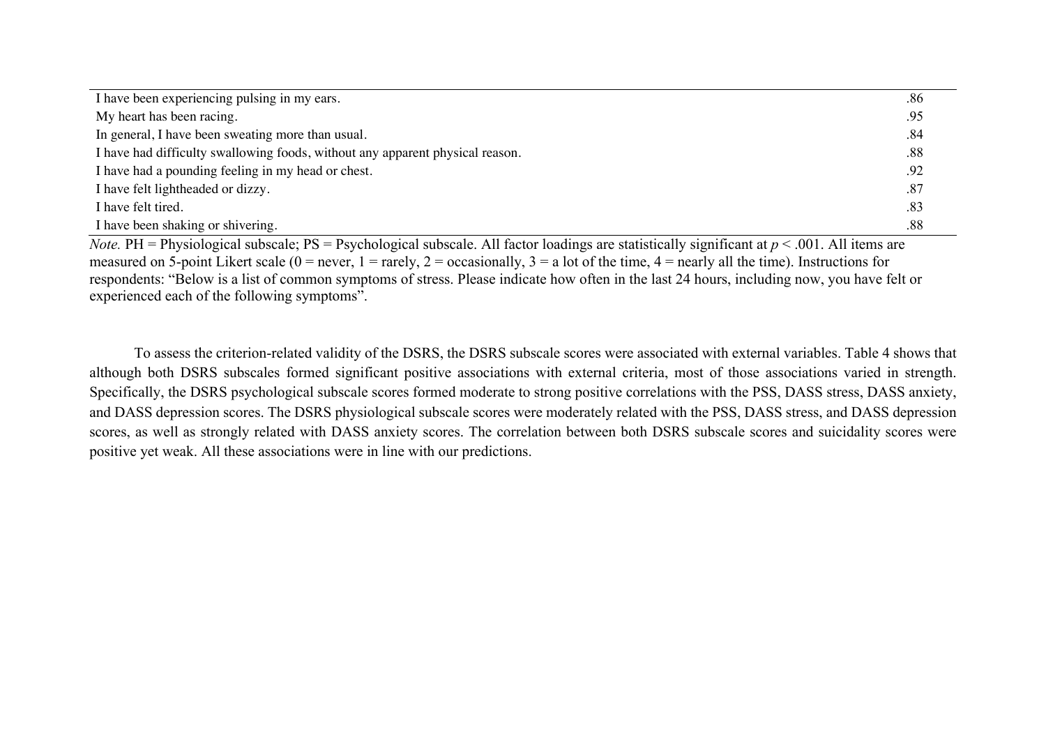| | |
|---|---|
| I have been experiencing pulsing in my ears. | .86 |
| My heart has been racing. | .95 |
| In general, I have been sweating more than usual. | .84 |
| I have had difficulty swallowing foods, without any apparent physical reason. | .88 |
| I have had a pounding feeling in my head or chest. | .92 |
| I have felt lightheaded or dizzy. | .87 |
| I have felt tired. | .83 |
| I have been shaking or shivering. | .88 |

*Note.* PH = Physiological subscale; PS = Psychological subscale. All factor loadings are statistically significant at $p < .001$. All items are measured on 5-point Likert scale (0 = never, 1 = rarely, 2 = occasionally, 3 = a lot of the time, 4 = nearly all the time). Instructions for respondents: "Below is a list of common symptoms of stress. Please indicate how often in the last 24 hours, including now, you have felt or experienced each of the following symptoms".

To assess the criterion-related validity of the DSRS, the DSRS subscale scores were associated with external variables. Table 4 shows that although both DSRS subscales formed significant positive associations with external criteria, most of those associations varied in strength. Specifically, the DSRS psychological subscale scores formed moderate to strong positive correlations with the PSS, DASS stress, DASS anxiety, and DASS depression scores. The DSRS physiological subscale scores were moderately related with the PSS, DASS stress, and DASS depression scores, as well as strongly related with DASS anxiety scores. The correlation between both DSRS subscale scores and suicidality scores were positive yet weak. All these associations were in line with our predictions.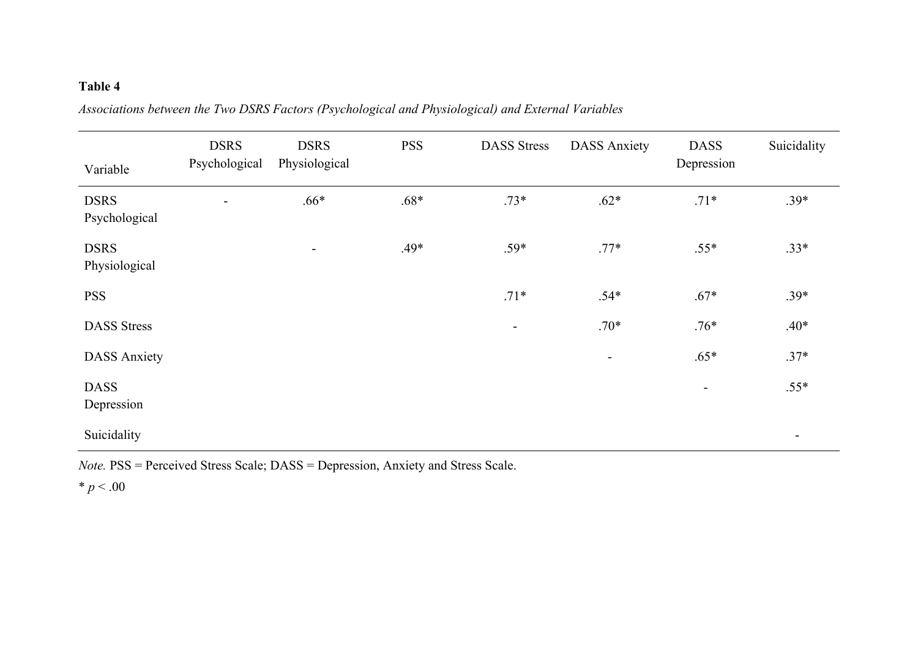**Table 4**

*Associations between the Two DSRS Factors (Psychological and Physiological) and External Variables*

| Variable | DSRS Psychological | DSRS Physiological | PSS | DASS Stress | DASS Anxiety | DASS Depression | Suicidality |
|---|---|---|---|---|---|---|---|
| DSRS Psychological | - | .66* | .68* | .73* | .62* | .71* | .39* |
| DSRS Physiological | | - | .49* | .59* | .77* | .55* | .33* |
| PSS | | | | .71* | .54* | .67* | .39* |
| DASS Stress | | | | - | .70* | .76* | .40* |
| DASS Anxiety | | | | | - | .65* | .37* |
| DASS Depression | | | | | | - | .55* |
| Suicidality | | | | | | | - |

*Note.* PSS = Perceived Stress Scale; DASS = Depression, Anxiety and Stress Scale.

* $p < .00$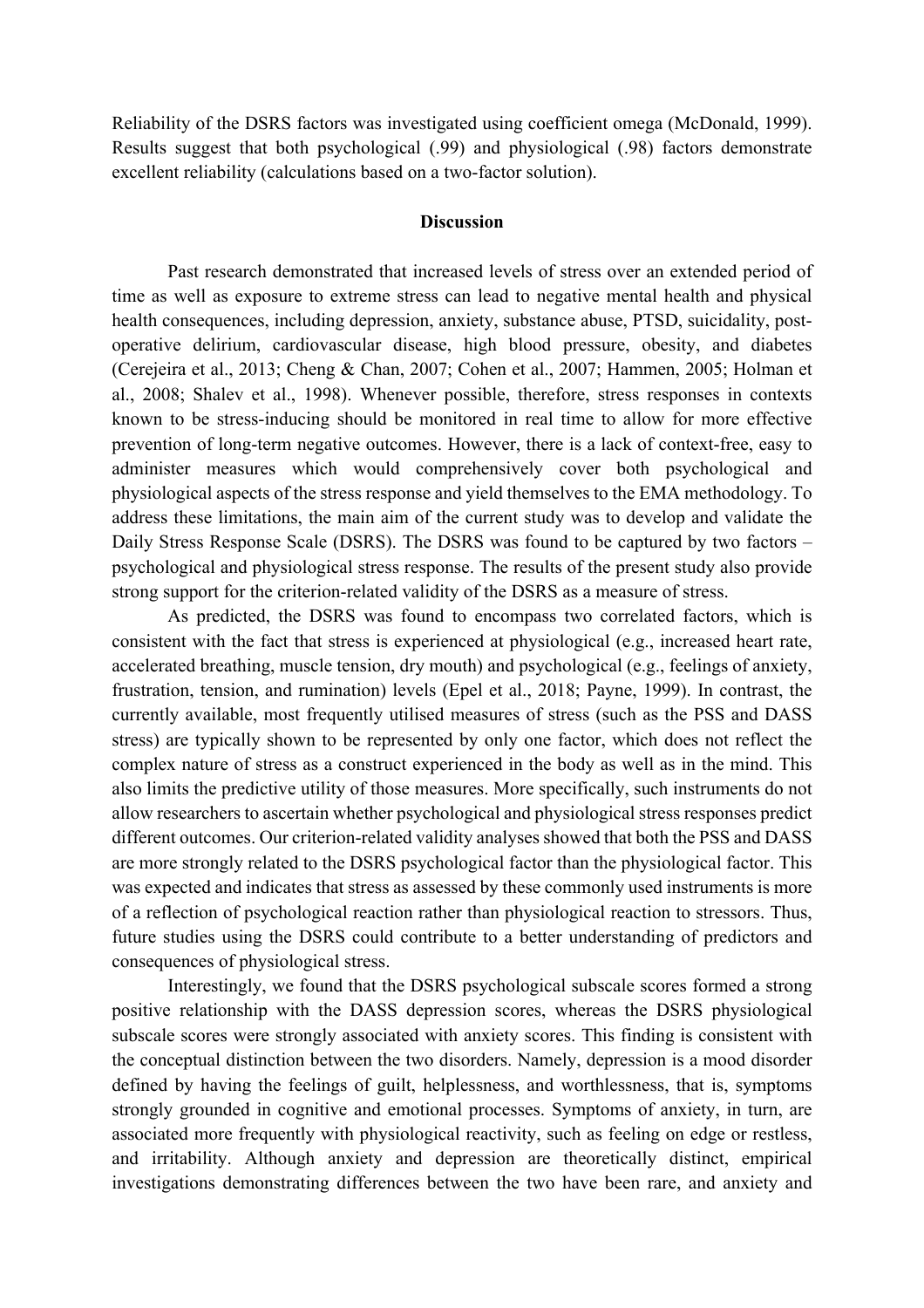Reliability of the DSRS factors was investigated using coefficient omega (McDonald, 1999). Results suggest that both psychological (.99) and physiological (.98) factors demonstrate excellent reliability (calculations based on a two-factor solution).

## Discussion

Past research demonstrated that increased levels of stress over an extended period of time as well as exposure to extreme stress can lead to negative mental health and physical health consequences, including depression, anxiety, substance abuse, PTSD, suicidality, post-operative delirium, cardiovascular disease, high blood pressure, obesity, and diabetes (Cerejeira et al., 2013; Cheng & Chan, 2007; Cohen et al., 2007; Hammen, 2005; Holman et al., 2008; Shalev et al., 1998). Whenever possible, therefore, stress responses in contexts known to be stress-inducing should be monitored in real time to allow for more effective prevention of long-term negative outcomes. However, there is a lack of context-free, easy to administer measures which would comprehensively cover both psychological and physiological aspects of the stress response and yield themselves to the EMA methodology. To address these limitations, the main aim of the current study was to develop and validate the Daily Stress Response Scale (DSRS). The DSRS was found to be captured by two factors – psychological and physiological stress response. The results of the present study also provide strong support for the criterion-related validity of the DSRS as a measure of stress.

As predicted, the DSRS was found to encompass two correlated factors, which is consistent with the fact that stress is experienced at physiological (e.g., increased heart rate, accelerated breathing, muscle tension, dry mouth) and psychological (e.g., feelings of anxiety, frustration, tension, and rumination) levels (Epel et al., 2018; Payne, 1999). In contrast, the currently available, most frequently utilised measures of stress (such as the PSS and DASS stress) are typically shown to be represented by only one factor, which does not reflect the complex nature of stress as a construct experienced in the body as well as in the mind. This also limits the predictive utility of those measures. More specifically, such instruments do not allow researchers to ascertain whether psychological and physiological stress responses predict different outcomes. Our criterion-related validity analyses showed that both the PSS and DASS are more strongly related to the DSRS psychological factor than the physiological factor. This was expected and indicates that stress as assessed by these commonly used instruments is more of a reflection of psychological reaction rather than physiological reaction to stressors. Thus, future studies using the DSRS could contribute to a better understanding of predictors and consequences of physiological stress.

Interestingly, we found that the DSRS psychological subscale scores formed a strong positive relationship with the DASS depression scores, whereas the DSRS physiological subscale scores were strongly associated with anxiety scores. This finding is consistent with the conceptual distinction between the two disorders. Namely, depression is a mood disorder defined by having the feelings of guilt, helplessness, and worthlessness, that is, symptoms strongly grounded in cognitive and emotional processes. Symptoms of anxiety, in turn, are associated more frequently with physiological reactivity, such as feeling on edge or restless, and irritability. Although anxiety and depression are theoretically distinct, empirical investigations demonstrating differences between the two have been rare, and anxiety and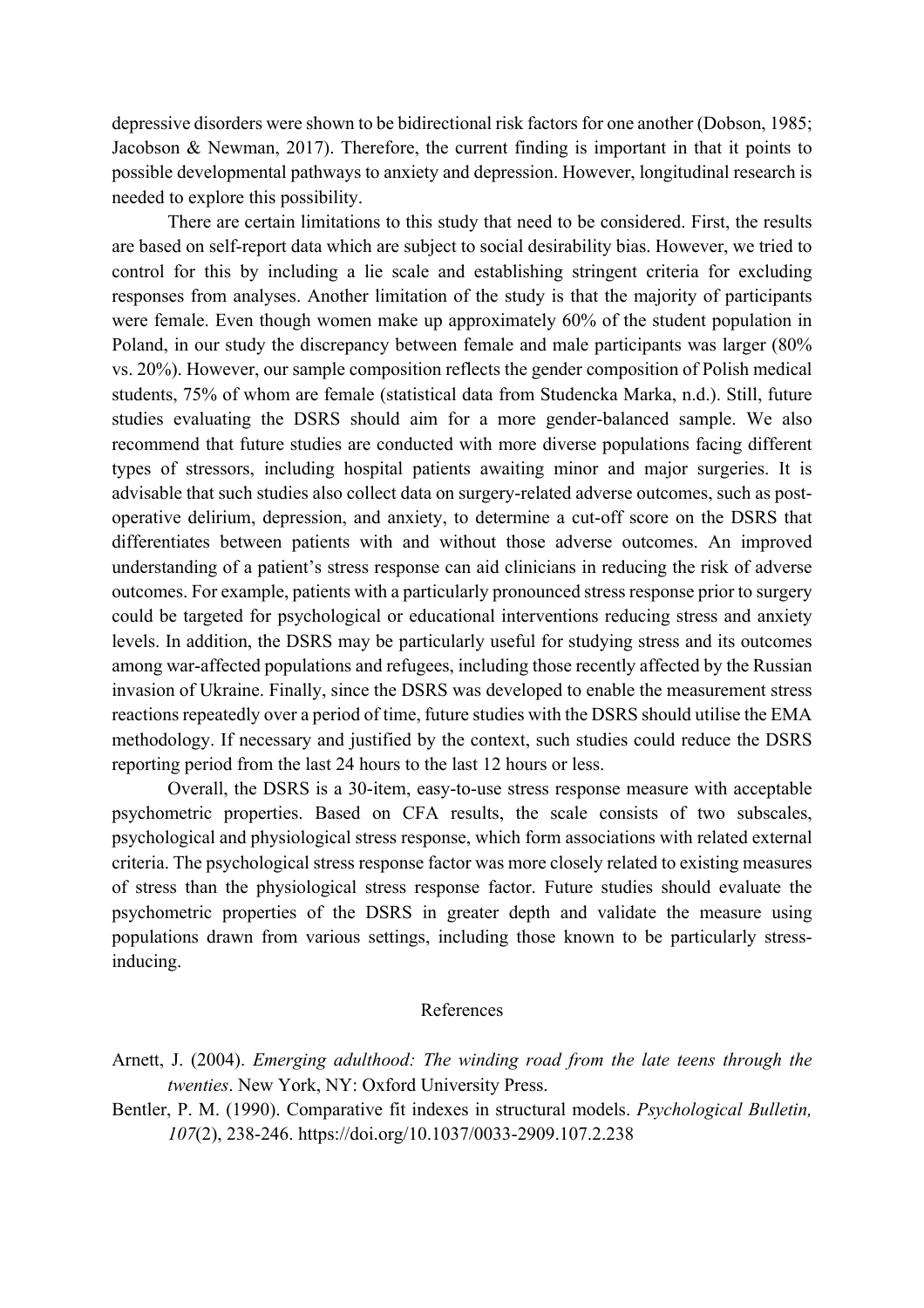depressive disorders were shown to be bidirectional risk factors for one another (Dobson, 1985; Jacobson & Newman, 2017). Therefore, the current finding is important in that it points to possible developmental pathways to anxiety and depression. However, longitudinal research is needed to explore this possibility.

There are certain limitations to this study that need to be considered. First, the results are based on self-report data which are subject to social desirability bias. However, we tried to control for this by including a lie scale and establishing stringent criteria for excluding responses from analyses. Another limitation of the study is that the majority of participants were female. Even though women make up approximately 60% of the student population in Poland, in our study the discrepancy between female and male participants was larger (80% vs. 20%). However, our sample composition reflects the gender composition of Polish medical students, 75% of whom are female (statistical data from Studencka Marka, n.d.). Still, future studies evaluating the DSRS should aim for a more gender-balanced sample. We also recommend that future studies are conducted with more diverse populations facing different types of stressors, including hospital patients awaiting minor and major surgeries. It is advisable that such studies also collect data on surgery-related adverse outcomes, such as post-operative delirium, depression, and anxiety, to determine a cut-off score on the DSRS that differentiates between patients with and without those adverse outcomes. An improved understanding of a patient's stress response can aid clinicians in reducing the risk of adverse outcomes. For example, patients with a particularly pronounced stress response prior to surgery could be targeted for psychological or educational interventions reducing stress and anxiety levels. In addition, the DSRS may be particularly useful for studying stress and its outcomes among war-affected populations and refugees, including those recently affected by the Russian invasion of Ukraine. Finally, since the DSRS was developed to enable the measurement stress reactions repeatedly over a period of time, future studies with the DSRS should utilise the EMA methodology. If necessary and justified by the context, such studies could reduce the DSRS reporting period from the last 24 hours to the last 12 hours or less.

Overall, the DSRS is a 30-item, easy-to-use stress response measure with acceptable psychometric properties. Based on CFA results, the scale consists of two subscales, psychological and physiological stress response, which form associations with related external criteria. The psychological stress response factor was more closely related to existing measures of stress than the physiological stress response factor. Future studies should evaluate the psychometric properties of the DSRS in greater depth and validate the measure using populations drawn from various settings, including those known to be particularly stress-inducing.

## References

Arnett, J. (2004). *Emerging adulthood: The winding road from the late teens through the twenties*. New York, NY: Oxford University Press.

Bentler, P. M. (1990). Comparative fit indexes in structural models. *Psychological Bulletin, 107*(2), 238-246. https://doi.org/10.1037/0033-2909.107.2.238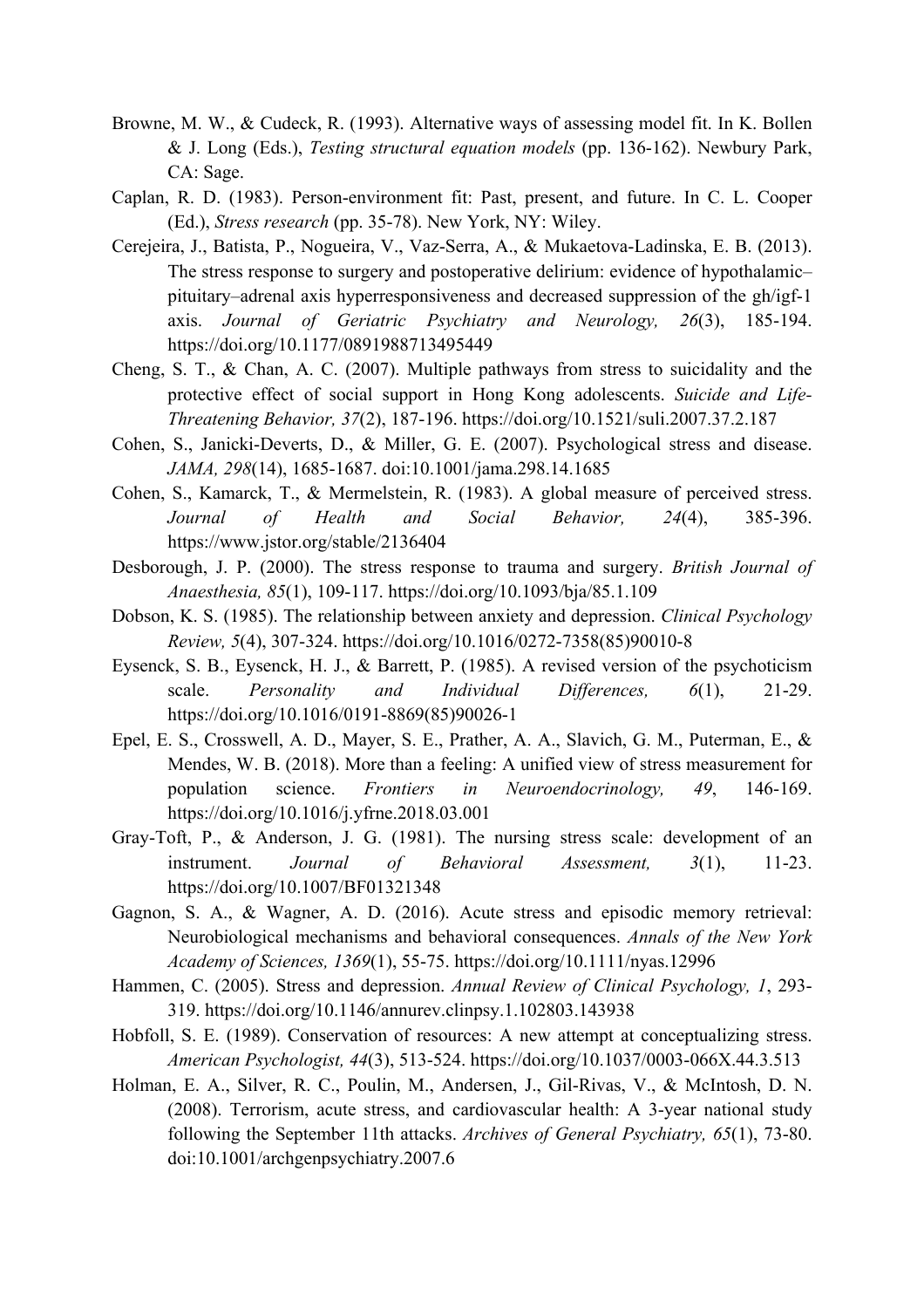Browne, M. W., & Cudeck, R. (1993). Alternative ways of assessing model fit. In K. Bollen & J. Long (Eds.), *Testing structural equation models* (pp. 136-162). Newbury Park, CA: Sage.

Caplan, R. D. (1983). Person-environment fit: Past, present, and future. In C. L. Cooper (Ed.), *Stress research* (pp. 35-78). New York, NY: Wiley.

Cerejeira, J., Batista, P., Nogueira, V., Vaz-Serra, A., & Mukaetova-Ladinska, E. B. (2013). The stress response to surgery and postoperative delirium: evidence of hypothalamic–pituitary–adrenal axis hyperresponsiveness and decreased suppression of the gh/igf-1 axis. *Journal of Geriatric Psychiatry and Neurology, 26*(3), 185-194. https://doi.org/10.1177/0891988713495449

Cheng, S. T., & Chan, A. C. (2007). Multiple pathways from stress to suicidality and the protective effect of social support in Hong Kong adolescents. *Suicide and Life-Threatening Behavior, 37*(2), 187-196. https://doi.org/10.1521/suli.2007.37.2.187

Cohen, S., Janicki-Deverts, D., & Miller, G. E. (2007). Psychological stress and disease. *JAMA, 298*(14), 1685-1687. doi:10.1001/jama.298.14.1685

Cohen, S., Kamarck, T., & Mermelstein, R. (1983). A global measure of perceived stress. *Journal of Health and Social Behavior, 24*(4), 385-396. https://www.jstor.org/stable/2136404

Desborough, J. P. (2000). The stress response to trauma and surgery. *British Journal of Anaesthesia, 85*(1), 109-117. https://doi.org/10.1093/bja/85.1.109

Dobson, K. S. (1985). The relationship between anxiety and depression. *Clinical Psychology Review, 5*(4), 307-324. https://doi.org/10.1016/0272-7358(85)90010-8

Eysenck, S. B., Eysenck, H. J., & Barrett, P. (1985). A revised version of the psychoticism scale. *Personality and Individual Differences, 6*(1), 21-29. https://doi.org/10.1016/0191-8869(85)90026-1

Epel, E. S., Crosswell, A. D., Mayer, S. E., Prather, A. A., Slavich, G. M., Puterman, E., & Mendes, W. B. (2018). More than a feeling: A unified view of stress measurement for population science. *Frontiers in Neuroendocrinology, 49*, 146-169. https://doi.org/10.1016/j.yfrne.2018.03.001

Gray-Toft, P., & Anderson, J. G. (1981). The nursing stress scale: development of an instrument. *Journal of Behavioral Assessment, 3*(1), 11-23. https://doi.org/10.1007/BF01321348

Gagnon, S. A., & Wagner, A. D. (2016). Acute stress and episodic memory retrieval: Neurobiological mechanisms and behavioral consequences. *Annals of the New York Academy of Sciences, 1369*(1), 55-75. https://doi.org/10.1111/nyas.12996

Hammen, C. (2005). Stress and depression. *Annual Review of Clinical Psychology, 1*, 293-319. https://doi.org/10.1146/annurev.clinpsy.1.102803.143938

Hobfoll, S. E. (1989). Conservation of resources: A new attempt at conceptualizing stress. *American Psychologist, 44*(3), 513-524. https://doi.org/10.1037/0003-066X.44.3.513

Holman, E. A., Silver, R. C., Poulin, M., Andersen, J., Gil-Rivas, V., & McIntosh, D. N. (2008). Terrorism, acute stress, and cardiovascular health: A 3-year national study following the September 11th attacks. *Archives of General Psychiatry, 65*(1), 73-80. doi:10.1001/archgenpsychiatry.2007.6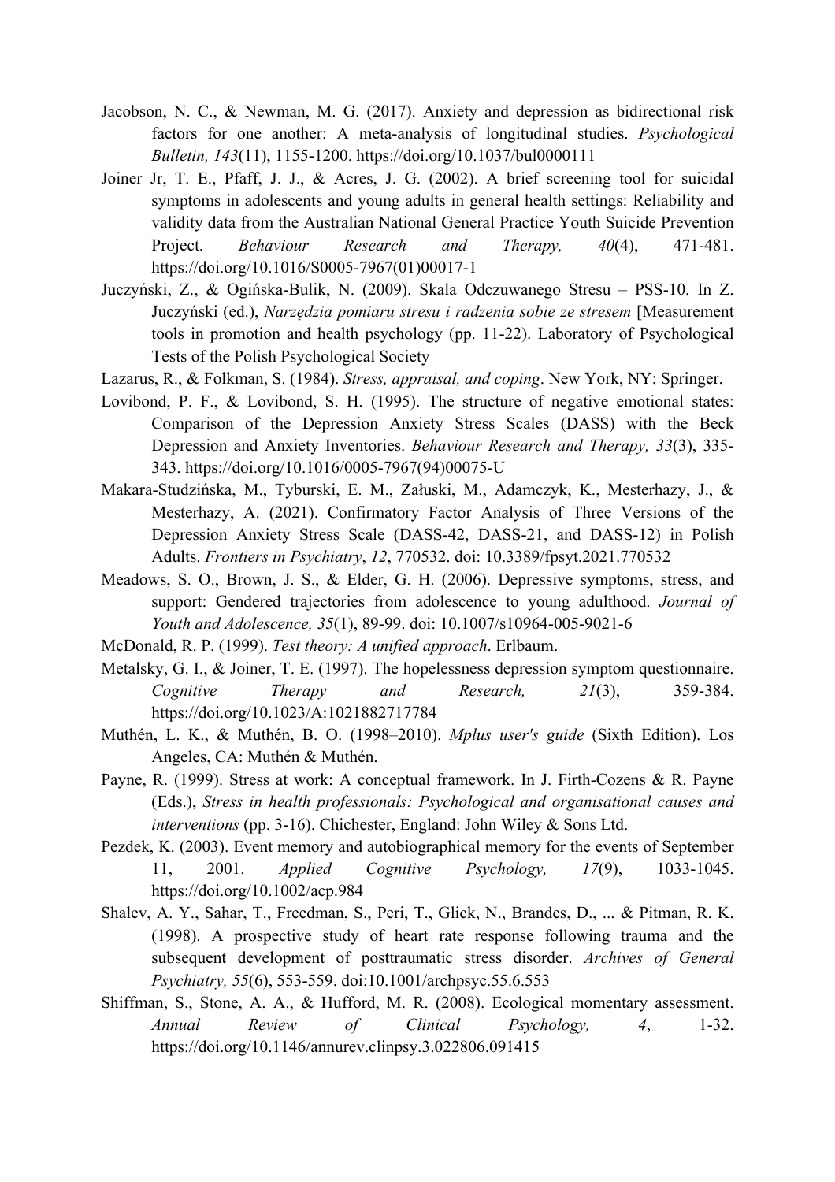Jacobson, N. C., & Newman, M. G. (2017). Anxiety and depression as bidirectional risk factors for one another: A meta-analysis of longitudinal studies. *Psychological Bulletin, 143*(11), 1155-1200. https://doi.org/10.1037/bul0000111

Joiner Jr, T. E., Pfaff, J. J., & Acres, J. G. (2002). A brief screening tool for suicidal symptoms in adolescents and young adults in general health settings: Reliability and validity data from the Australian National General Practice Youth Suicide Prevention Project. *Behaviour Research and Therapy, 40*(4), 471-481. https://doi.org/10.1016/S0005-7967(01)00017-1

Juczyński, Z., & Ogińska-Bulik, N. (2009). Skala Odczuwanego Stresu – PSS-10. In Z. Juczyński (ed.), *Narzędzia pomiaru stresu i radzenia sobie ze stresem* [Measurement tools in promotion and health psychology (pp. 11-22). Laboratory of Psychological Tests of the Polish Psychological Society

Lazarus, R., & Folkman, S. (1984). *Stress, appraisal, and coping*. New York, NY: Springer.

Lovibond, P. F., & Lovibond, S. H. (1995). The structure of negative emotional states: Comparison of the Depression Anxiety Stress Scales (DASS) with the Beck Depression and Anxiety Inventories. *Behaviour Research and Therapy, 33*(3), 335-343. https://doi.org/10.1016/0005-7967(94)00075-U

Makara-Studzińska, M., Tyburski, E. M., Załuski, M., Adamczyk, K., Mesterhazy, J., & Mesterhazy, A. (2021). Confirmatory Factor Analysis of Three Versions of the Depression Anxiety Stress Scale (DASS-42, DASS-21, and DASS-12) in Polish Adults. *Frontiers in Psychiatry*, *12*, 770532. doi: 10.3389/fpsyt.2021.770532

Meadows, S. O., Brown, J. S., & Elder, G. H. (2006). Depressive symptoms, stress, and support: Gendered trajectories from adolescence to young adulthood. *Journal of Youth and Adolescence, 35*(1), 89-99. doi: 10.1007/s10964-005-9021-6

McDonald, R. P. (1999). *Test theory: A unified approach*. Erlbaum.

Metalsky, G. I., & Joiner, T. E. (1997). The hopelessness depression symptom questionnaire. *Cognitive Therapy and Research, 21*(3), 359-384. https://doi.org/10.1023/A:1021882717784

Muthén, L. K., & Muthén, B. O. (1998–2010). *Mplus user's guide* (Sixth Edition). Los Angeles, CA: Muthén & Muthén.

Payne, R. (1999). Stress at work: A conceptual framework. In J. Firth-Cozens & R. Payne (Eds.), *Stress in health professionals: Psychological and organisational causes and interventions* (pp. 3-16). Chichester, England: John Wiley & Sons Ltd.

Pezdek, K. (2003). Event memory and autobiographical memory for the events of September 11, 2001. *Applied Cognitive Psychology, 17*(9), 1033-1045. https://doi.org/10.1002/acp.984

Shalev, A. Y., Sahar, T., Freedman, S., Peri, T., Glick, N., Brandes, D., ... & Pitman, R. K. (1998). A prospective study of heart rate response following trauma and the subsequent development of posttraumatic stress disorder. *Archives of General Psychiatry, 55*(6), 553-559. doi:10.1001/archpsyc.55.6.553

Shiffman, S., Stone, A. A., & Hufford, M. R. (2008). Ecological momentary assessment. *Annual Review of Clinical Psychology, 4*, 1-32. https://doi.org/10.1146/annurev.clinpsy.3.022806.091415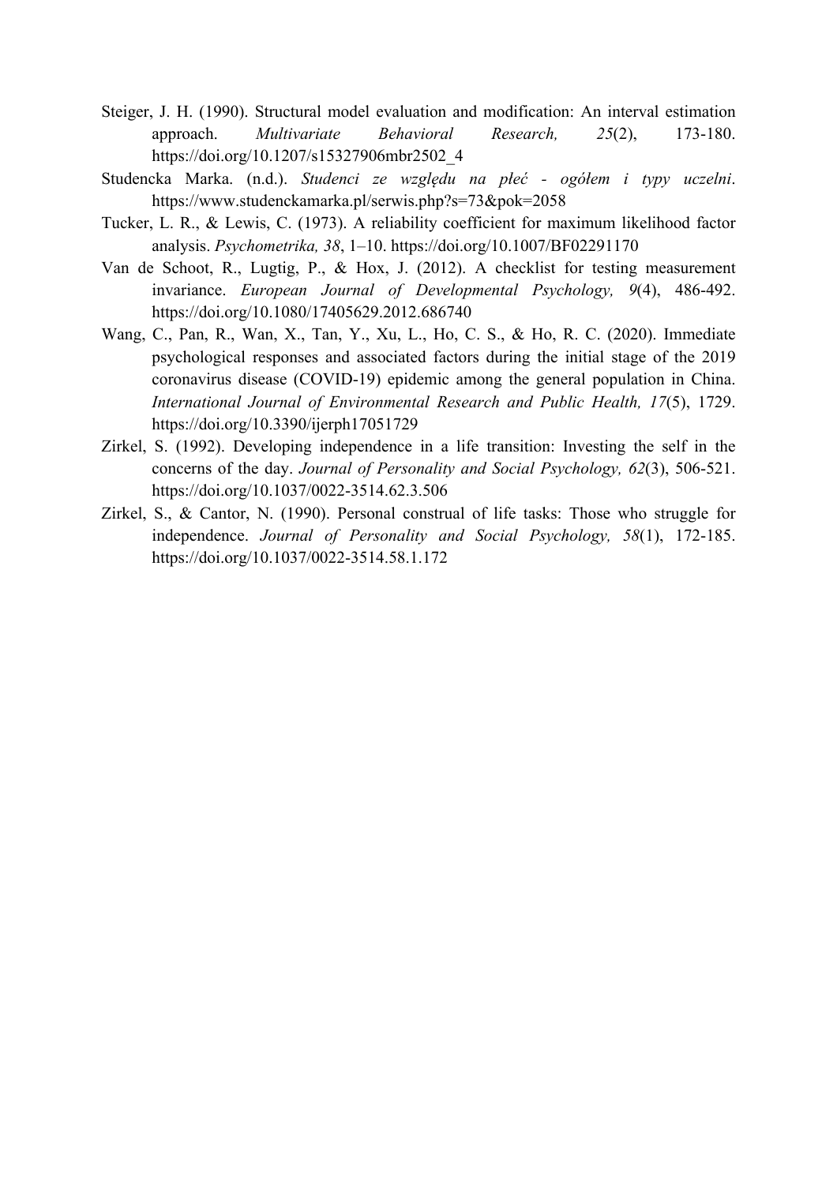Steiger, J. H. (1990). Structural model evaluation and modification: An interval estimation approach. *Multivariate Behavioral Research, 25*(2), 173-180. https://doi.org/10.1207/s15327906mbr2502_4

Studencka Marka. (n.d.). *Studenci ze względu na płeć - ogółem i typy uczelni*. https://www.studenckamarka.pl/serwis.php?s=73&pok=2058

Tucker, L. R., & Lewis, C. (1973). A reliability coefficient for maximum likelihood factor analysis. *Psychometrika, 38*, 1–10. https://doi.org/10.1007/BF02291170

Van de Schoot, R., Lugtig, P., & Hox, J. (2012). A checklist for testing measurement invariance. *European Journal of Developmental Psychology, 9*(4), 486-492. https://doi.org/10.1080/17405629.2012.686740

Wang, C., Pan, R., Wan, X., Tan, Y., Xu, L., Ho, C. S., & Ho, R. C. (2020). Immediate psychological responses and associated factors during the initial stage of the 2019 coronavirus disease (COVID-19) epidemic among the general population in China. *International Journal of Environmental Research and Public Health, 17*(5), 1729. https://doi.org/10.3390/ijerph17051729

Zirkel, S. (1992). Developing independence in a life transition: Investing the self in the concerns of the day. *Journal of Personality and Social Psychology, 62*(3), 506-521. https://doi.org/10.1037/0022-3514.62.3.506

Zirkel, S., & Cantor, N. (1990). Personal construal of life tasks: Those who struggle for independence. *Journal of Personality and Social Psychology, 58*(1), 172-185. https://doi.org/10.1037/0022-3514.58.1.172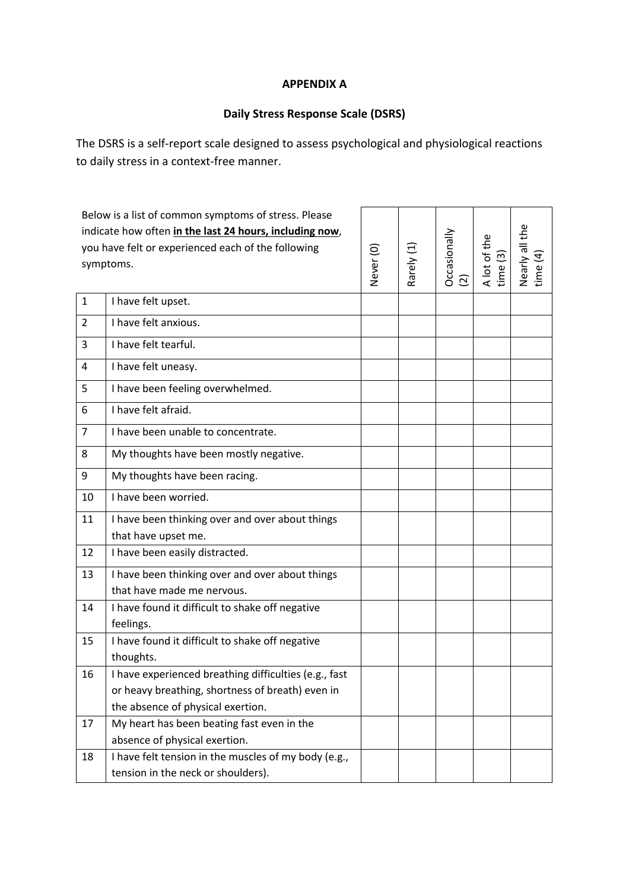**APPENDIX A**

**Daily Stress Response Scale (DSRS)**

The DSRS is a self-report scale designed to assess psychological and physiological reactions to daily stress in a context-free manner.

| Below is a list of common symptoms of stress. Please indicate how often **in the last 24 hours, including now**, you have felt or experienced each of the following symptoms. | | Never (0) | Rarely (1) | Occasionally (2) | A lot of the time (3) | Nearly all the time (4) |
|---|---|---|---|---|---|---|
| 1 | I have felt upset. | | | | | |
| 2 | I have felt anxious. | | | | | |
| 3 | I have felt tearful. | | | | | |
| 4 | I have felt uneasy. | | | | | |
| 5 | I have been feeling overwhelmed. | | | | | |
| 6 | I have felt afraid. | | | | | |
| 7 | I have been unable to concentrate. | | | | | |
| 8 | My thoughts have been mostly negative. | | | | | |
| 9 | My thoughts have been racing. | | | | | |
| 10 | I have been worried. | | | | | |
| 11 | I have been thinking over and over about things that have upset me. | | | | | |
| 12 | I have been easily distracted. | | | | | |
| 13 | I have been thinking over and over about things that have made me nervous. | | | | | |
| 14 | I have found it difficult to shake off negative feelings. | | | | | |
| 15 | I have found it difficult to shake off negative thoughts. | | | | | |
| 16 | I have experienced breathing difficulties (e.g., fast or heavy breathing, shortness of breath) even in the absence of physical exertion. | | | | | |
| 17 | My heart has been beating fast even in the absence of physical exertion. | | | | | |
| 18 | I have felt tension in the muscles of my body (e.g., tension in the neck or shoulders). | | | | | |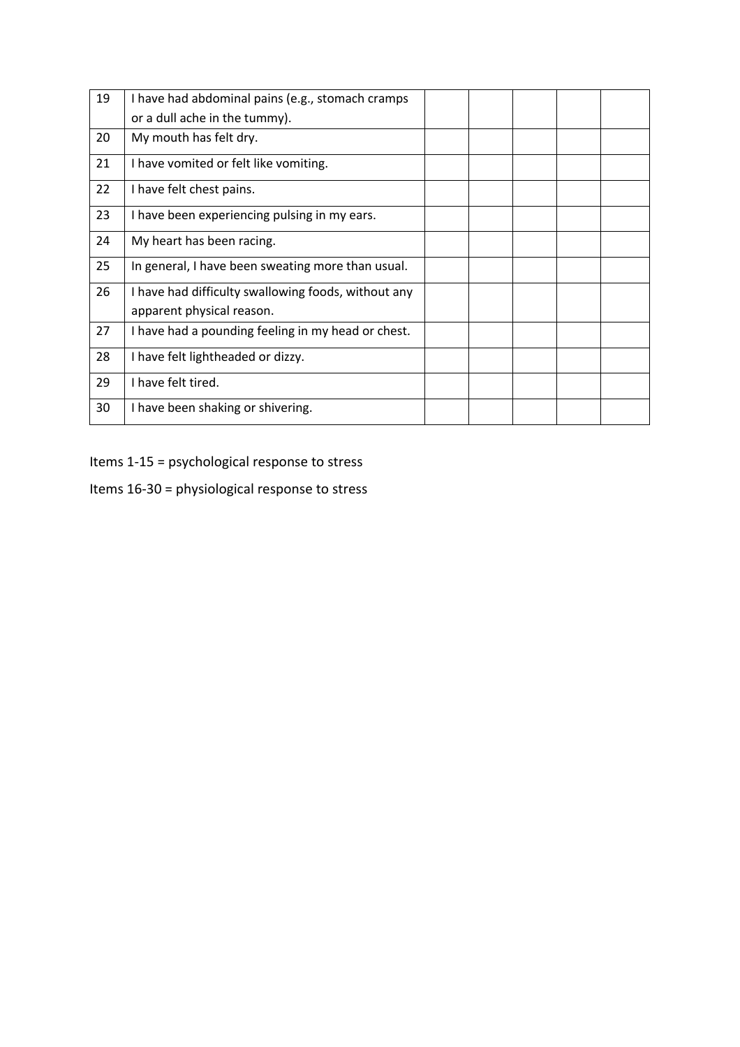| | | | | | | |
|---|---|---|---|---|---|---|
| 19 | I have had abdominal pains (e.g., stomach cramps or a dull ache in the tummy). | | | | | |
| 20 | My mouth has felt dry. | | | | | |
| 21 | I have vomited or felt like vomiting. | | | | | |
| 22 | I have felt chest pains. | | | | | |
| 23 | I have been experiencing pulsing in my ears. | | | | | |
| 24 | My heart has been racing. | | | | | |
| 25 | In general, I have been sweating more than usual. | | | | | |
| 26 | I have had difficulty swallowing foods, without any apparent physical reason. | | | | | |
| 27 | I have had a pounding feeling in my head or chest. | | | | | |
| 28 | I have felt lightheaded or dizzy. | | | | | |
| 29 | I have felt tired. | | | | | |
| 30 | I have been shaking or shivering. | | | | | |

Items 1-15 = psychological response to stress

Items 16-30 = physiological response to stress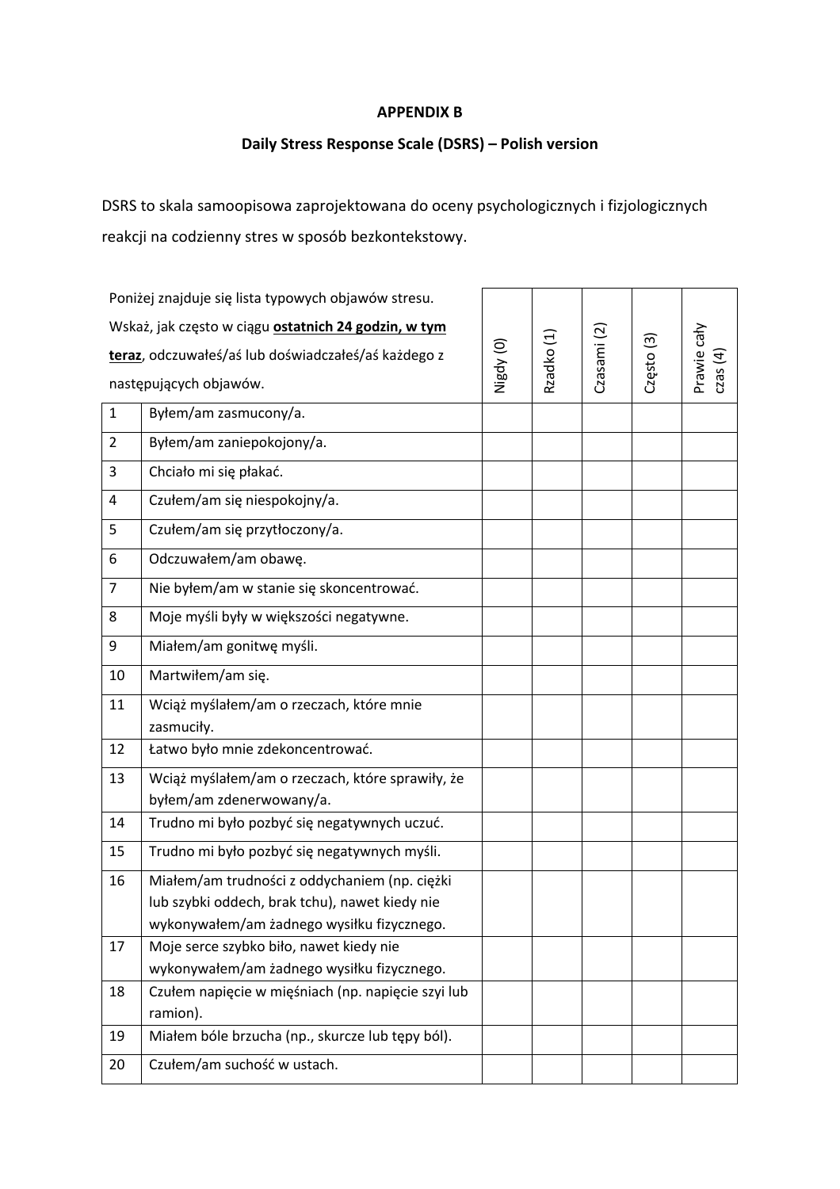**APPENDIX B**

**Daily Stress Response Scale (DSRS) – Polish version**

DSRS to skala samoopisowa zaprojektowana do oceny psychologicznych i fizjologicznych reakcji na codzienny stres w sposób bezkontekstowy.

| | Poniżej znajduje się lista typowych objawów stresu. Wskaż, jak często w ciągu **ostatnich 24 godzin, w tym teraz**, odczuwałeś/aś lub doświadczałeś/aś każdego z następujących objawów. | Nigdy (0) | Rzadko (1) | Czasami (2) | Często (3) | Prawie cały czas (4) |
|---|---|---|---|---|---|---|
| 1 | Byłem/am zasmucony/a. | | | | | |
| 2 | Byłem/am zaniepokojony/a. | | | | | |
| 3 | Chciało mi się płakać. | | | | | |
| 4 | Czułem/am się niespokojny/a. | | | | | |
| 5 | Czułem/am się przytłoczony/a. | | | | | |
| 6 | Odczuwałem/am obawę. | | | | | |
| 7 | Nie byłem/am w stanie się skoncentrować. | | | | | |
| 8 | Moje myśli były w większości negatywne. | | | | | |
| 9 | Miałem/am gonitwę myśli. | | | | | |
| 10 | Martwiłem/am się. | | | | | |
| 11 | Wciąż myślałem/am o rzeczach, które mnie zasmuciły. | | | | | |
| 12 | Łatwo było mnie zdekoncentrować. | | | | | |
| 13 | Wciąż myślałem/am o rzeczach, które sprawiły, że byłem/am zdenerwowany/a. | | | | | |
| 14 | Trudno mi było pozbyć się negatywnych uczuć. | | | | | |
| 15 | Trudno mi było pozbyć się negatywnych myśli. | | | | | |
| 16 | Miałem/am trudności z oddychaniem (np. ciężki lub szybki oddech, brak tchu), nawet kiedy nie wykonywałem/am żadnego wysiłku fizycznego. | | | | | |
| 17 | Moje serce szybko biło, nawet kiedy nie wykonywałem/am żadnego wysiłku fizycznego. | | | | | |
| 18 | Czułem napięcie w mięśniach (np. napięcie szyi lub ramion). | | | | | |
| 19 | Miałem bóle brzucha (np., skurcze lub tępy ból). | | | | | |
| 20 | Czułem/am suchość w ustach. | | | | | |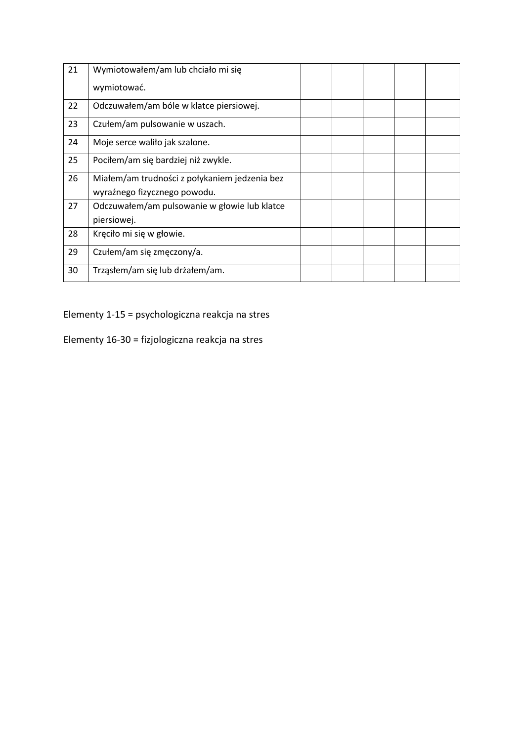| | | | | | | |
|---|---|---|---|---|---|---|
| 21 | Wymiotowałem/am lub chciało mi się wymiotować. | | | | | |
| 22 | Odczuwałem/am bóle w klatce piersiowej. | | | | | |
| 23 | Czułem/am pulsowanie w uszach. | | | | | |
| 24 | Moje serce waliło jak szalone. | | | | | |
| 25 | Pociłem/am się bardziej niż zwykle. | | | | | |
| 26 | Miałem/am trudności z połykaniem jedzenia bez wyraźnego fizycznego powodu. | | | | | |
| 27 | Odczuwałem/am pulsowanie w głowie lub klatce piersiowej. | | | | | |
| 28 | Kręciło mi się w głowie. | | | | | |
| 29 | Czułem/am się zmęczony/a. | | | | | |
| 30 | Trząsłem/am się lub drżałem/am. | | | | | |

Elementy 1-15 = psychologiczna reakcja na stres

Elementy 16-30 = fizjologiczna reakcja na stres